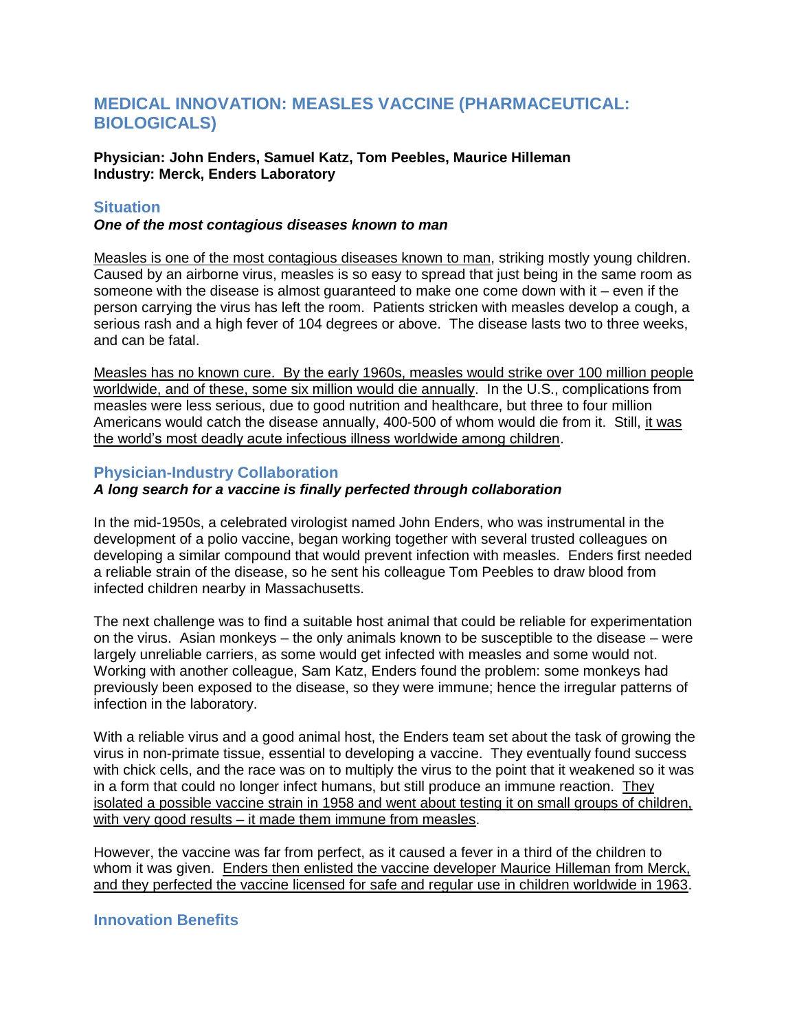# MEDICAL INNOVATION: MEASLES VACCINE (PHARMACEUTICAL: BIOLOGICALS)

**Physician: John Enders, Samuel Katz, Tom Peebles, Maurice Hilleman**
**Industry: Merck, Enders Laboratory**

## Situation

***One of the most contagious diseases known to man***

Measles is one of the most contagious diseases known to man, striking mostly young children. Caused by an airborne virus, measles is so easy to spread that just being in the same room as someone with the disease is almost guaranteed to make one come down with it – even if the person carrying the virus has left the room. Patients stricken with measles develop a cough, a serious rash and a high fever of 104 degrees or above. The disease lasts two to three weeks, and can be fatal.

Measles has no known cure. By the early 1960s, measles would strike over 100 million people worldwide, and of these, some six million would die annually. In the U.S., complications from measles were less serious, due to good nutrition and healthcare, but three to four million Americans would catch the disease annually, 400-500 of whom would die from it. Still, it was the world's most deadly acute infectious illness worldwide among children.

## Physician-Industry Collaboration

***A long search for a vaccine is finally perfected through collaboration***

In the mid-1950s, a celebrated virologist named John Enders, who was instrumental in the development of a polio vaccine, began working together with several trusted colleagues on developing a similar compound that would prevent infection with measles. Enders first needed a reliable strain of the disease, so he sent his colleague Tom Peebles to draw blood from infected children nearby in Massachusetts.

The next challenge was to find a suitable host animal that could be reliable for experimentation on the virus. Asian monkeys – the only animals known to be susceptible to the disease – were largely unreliable carriers, as some would get infected with measles and some would not. Working with another colleague, Sam Katz, Enders found the problem: some monkeys had previously been exposed to the disease, so they were immune; hence the irregular patterns of infection in the laboratory.

With a reliable virus and a good animal host, the Enders team set about the task of growing the virus in non-primate tissue, essential to developing a vaccine. They eventually found success with chick cells, and the race was on to multiply the virus to the point that it weakened so it was in a form that could no longer infect humans, but still produce an immune reaction. They isolated a possible vaccine strain in 1958 and went about testing it on small groups of children, with very good results – it made them immune from measles.

However, the vaccine was far from perfect, as it caused a fever in a third of the children to whom it was given. Enders then enlisted the vaccine developer Maurice Hilleman from Merck, and they perfected the vaccine licensed for safe and regular use in children worldwide in 1963.

## Innovation Benefits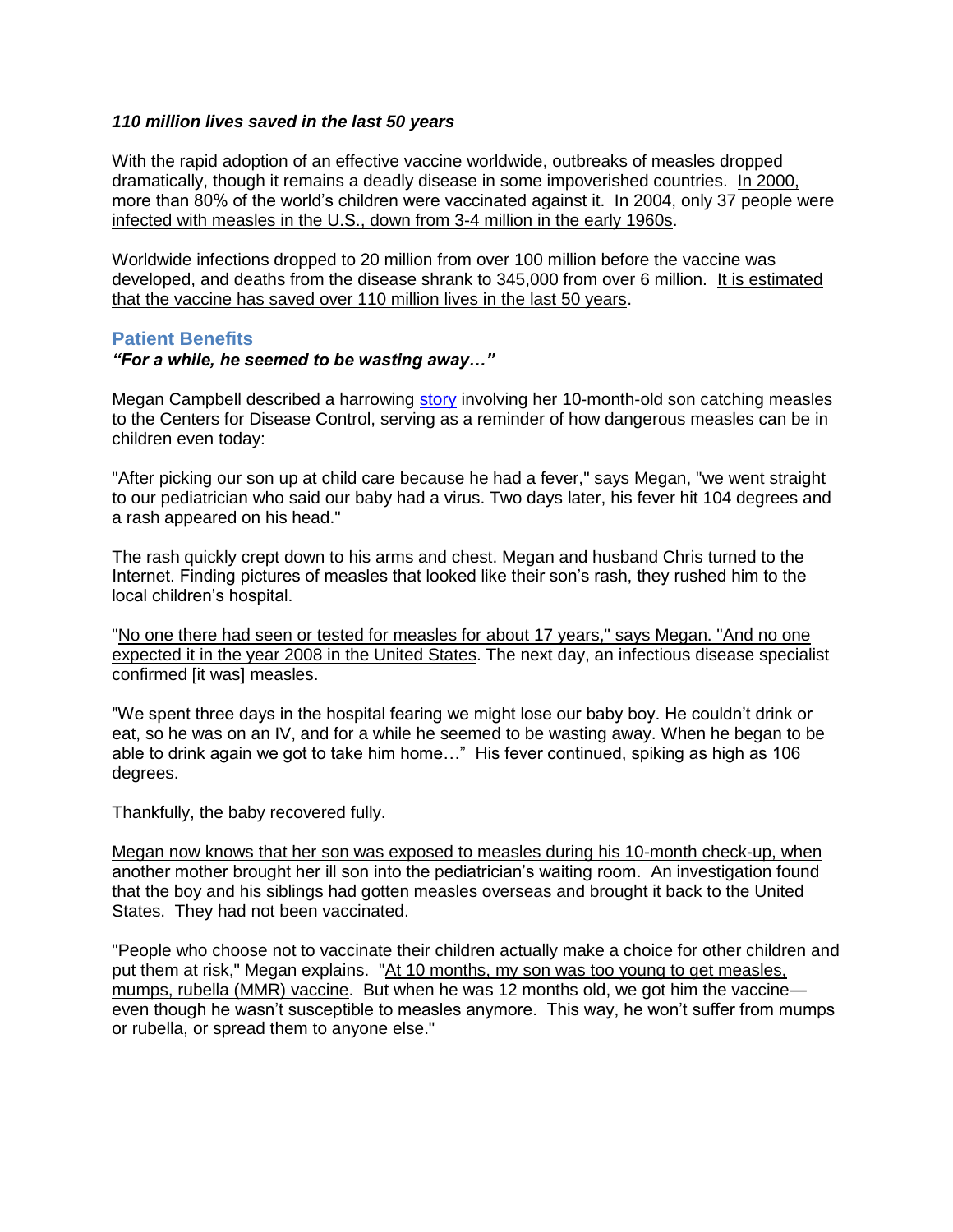***110 million lives saved in the last 50 years***

With the rapid adoption of an effective vaccine worldwide, outbreaks of measles dropped dramatically, though it remains a deadly disease in some impoverished countries. In 2000, more than 80% of the world's children were vaccinated against it. In 2004, only 37 people were infected with measles in the U.S., down from 3-4 million in the early 1960s.

Worldwide infections dropped to 20 million from over 100 million before the vaccine was developed, and deaths from the disease shrank to 345,000 from over 6 million. It is estimated that the vaccine has saved over 110 million lives in the last 50 years.

## Patient Benefits

***"For a while, he seemed to be wasting away…"***

Megan Campbell described a harrowing story involving her 10-month-old son catching measles to the Centers for Disease Control, serving as a reminder of how dangerous measles can be in children even today:

"After picking our son up at child care because he had a fever," says Megan, "we went straight to our pediatrician who said our baby had a virus. Two days later, his fever hit 104 degrees and a rash appeared on his head."

The rash quickly crept down to his arms and chest. Megan and husband Chris turned to the Internet. Finding pictures of measles that looked like their son's rash, they rushed him to the local children's hospital.

"No one there had seen or tested for measles for about 17 years," says Megan. "And no one expected it in the year 2008 in the United States. The next day, an infectious disease specialist confirmed [it was] measles.

"We spent three days in the hospital fearing we might lose our baby boy. He couldn't drink or eat, so he was on an IV, and for a while he seemed to be wasting away. When he began to be able to drink again we got to take him home…" His fever continued, spiking as high as 106 degrees.

Thankfully, the baby recovered fully.

Megan now knows that her son was exposed to measles during his 10-month check-up, when another mother brought her ill son into the pediatrician's waiting room. An investigation found that the boy and his siblings had gotten measles overseas and brought it back to the United States. They had not been vaccinated.

"People who choose not to vaccinate their children actually make a choice for other children and put them at risk," Megan explains. "At 10 months, my son was too young to get measles, mumps, rubella (MMR) vaccine. But when he was 12 months old, we got him the vaccine—even though he wasn't susceptible to measles anymore. This way, he won't suffer from mumps or rubella, or spread them to anyone else."